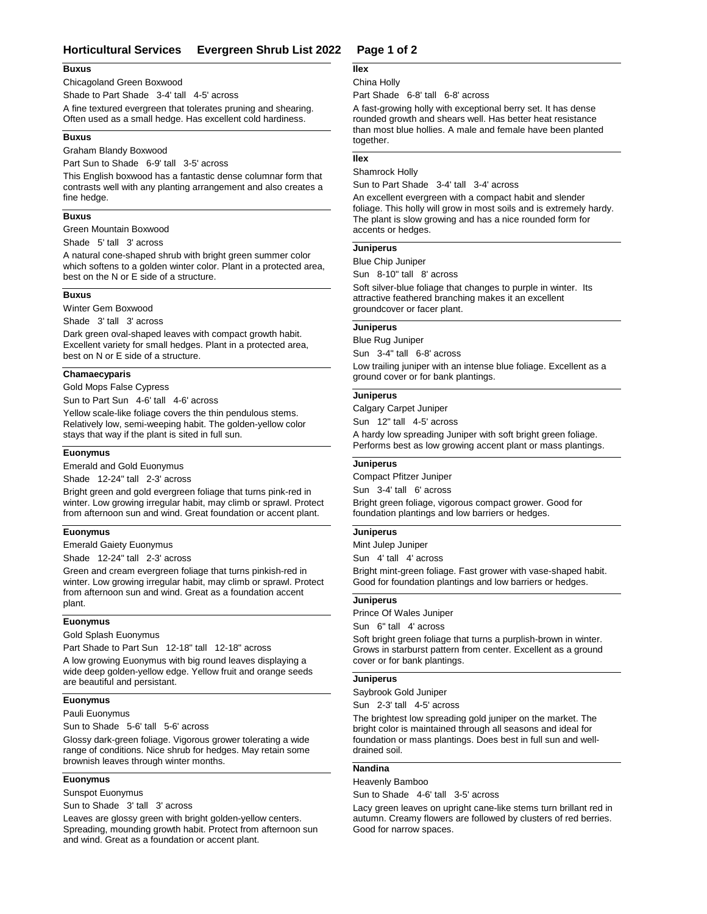# Horticultural Services Evergreen Shrub List 2022

### Buxus

Chicagoland Green Boxwood

Shade to Part Shade 3-4' tall 4-5' across

A fine textured evergreen that tolerates pruning and shearing. Often used as a small hedge. Has excellent cold hardiness.

### Buxus

Graham Blandy Boxwood

Part Sun to Shade 6-9' tall 3-5' across

This English boxwood has a fantastic dense columnar form that contrasts well with any planting arrangement and also creates a fine hedge.

### Buxus

Green Mountain Boxwood

Shade 5' tall 3' across

A natural cone-shaped shrub with bright green summer color which softens to a golden winter color. Plant in a protected area, best on the N or E side of a structure.

### Buxus

Winter Gem Boxwood

Shade 3' tall 3' across

Dark green oval-shaped leaves with compact growth habit. Excellent variety for small hedges. Plant in a protected area, best on N or E side of a structure.

### Chamaecyparis

Gold Mops False Cypress

Sun to Part Sun 4-6' tall 4-6' across

Yellow scale-like foliage covers the thin pendulous stems. Relatively low, semi-weeping habit. The golden-yellow color stays that way if the plant is sited in full sun.

### Euonymus

Emerald and Gold Euonymus

Shade 12-24" tall 2-3' across

Bright green and gold evergreen foliage that turns pink-red in winter. Low growing irregular habit, may climb or sprawl. Protect from afternoon sun and wind. Great foundation or accent plant.

### Euonymus

Emerald Gaiety Euonymus

Shade 12-24" tall 2-3' across

Green and cream evergreen foliage that turns pinkish-red in winter. Low growing irregular habit, may climb or sprawl. Protect from afternoon sun and wind. Great as a foundation accent plant.

### Euonymus

Gold Splash Euonymus

Part Shade to Part Sun 12-18" tall 12-18" across

A low growing Euonymus with big round leaves displaying a wide deep golden-yellow edge. Yellow fruit and orange seeds are beautiful and persistant.

### Euonymus

Pauli Euonymus

Sun to Shade 5-6' tall 5-6' across

Glossy dark-green foliage. Vigorous grower tolerating a wide range of conditions. Nice shrub for hedges. May retain some brownish leaves through winter months.

### Euonymus

Sunspot Euonymus

Sun to Shade 3' tall 3' across

Leaves are glossy green with bright golden-yellow centers. Spreading, mounding growth habit. Protect from afternoon sun and wind. Great as a foundation or accent plant.

### Ilex

China Holly

Part Shade 6-8' tall 6-8' across

A fast-growing holly with exceptional berry set. It has dense rounded growth and shears well. Has better heat resistance than most blue hollies. A male and female have been planted together.

### Ilex

Shamrock Holly

Sun to Part Shade 3-4' tall 3-4' across

An excellent evergreen with a compact habit and slender foliage. This holly will grow in most soils and is extremely hardy. The plant is slow growing and has a nice rounded form for accents or hedges.

### Juniperus

Blue Chip Juniper

Sun 8-10" tall 8' across

Soft silver-blue foliage that changes to purple in winter. Its attractive feathered branching makes it an excellent groundcover or facer plant.

### Juniperus

Blue Rug Juniper

Sun 3-4" tall 6-8' across

Low trailing juniper with an intense blue foliage. Excellent as a ground cover or for bank plantings.

### Juniperus

Calgary Carpet Juniper

Sun 12" tall 4-5' across

A hardy low spreading Juniper with soft bright green foliage. Performs best as low growing accent plant or mass plantings.

### Juniperus

Compact Pfitzer Juniper

Sun 3-4' tall 6' across

Bright green foliage, vigorous compact grower. Good for foundation plantings and low barriers or hedges.

### Juniperus

Mint Julep Juniper

Sun 4' tall 4' across

Bright mint-green foliage. Fast grower with vase-shaped habit. Good for foundation plantings and low barriers or hedges.

### Juniperus

Prince Of Wales Juniper

Sun 6" tall 4' across

Soft bright green foliage that turns a purplish-brown in winter. Grows in starburst pattern from center. Excellent as a ground cover or for bank plantings.

### Juniperus

Saybrook Gold Juniper

Sun 2-3' tall 4-5' across

The brightest low spreading gold juniper on the market. The bright color is maintained through all seasons and ideal for foundation or mass plantings. Does best in full sun and well-drained soil.

### Nandina

Heavenly Bamboo

Sun to Shade 4-6' tall 3-5' across

Lacy green leaves on upright cane-like stems turn brillant red in autumn. Creamy flowers are followed by clusters of red berries. Good for narrow spaces.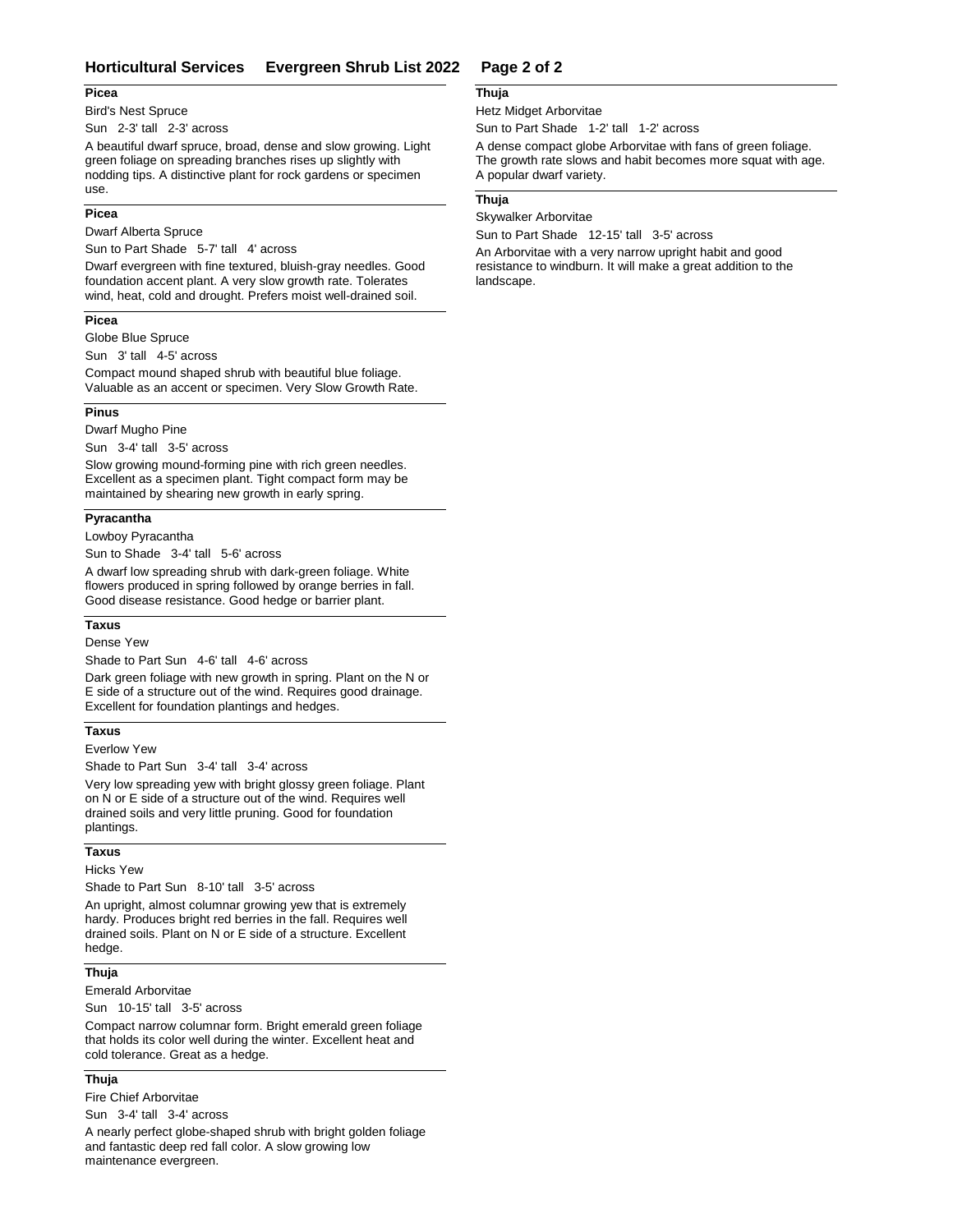### Picea

Bird's Nest Spruce

Sun 2-3' tall 2-3' across

A beautiful dwarf spruce, broad, dense and slow growing. Light green foliage on spreading branches rises up slightly with nodding tips. A distinctive plant for rock gardens or specimen use.

### Picea

Dwarf Alberta Spruce

Sun to Part Shade 5-7' tall 4' across

Dwarf evergreen with fine textured, bluish-gray needles. Good foundation accent plant. A very slow growth rate. Tolerates wind, heat, cold and drought. Prefers moist well-drained soil.

### Picea

Globe Blue Spruce

Sun 3' tall 4-5' across

Compact mound shaped shrub with beautiful blue foliage. Valuable as an accent or specimen. Very Slow Growth Rate.

### Pinus

Dwarf Mugho Pine

Sun 3-4' tall 3-5' across

Slow growing mound-forming pine with rich green needles. Excellent as a specimen plant. Tight compact form may be maintained by shearing new growth in early spring.

### Pyracantha

Lowboy Pyracantha

Sun to Shade 3-4' tall 5-6' across

A dwarf low spreading shrub with dark-green foliage. White flowers produced in spring followed by orange berries in fall. Good disease resistance. Good hedge or barrier plant.

### Taxus

Dense Yew

Shade to Part Sun 4-6' tall 4-6' across

Dark green foliage with new growth in spring. Plant on the N or E side of a structure out of the wind. Requires good drainage. Excellent for foundation plantings and hedges.

### Taxus

Everlow Yew

Shade to Part Sun 3-4' tall 3-4' across

Very low spreading yew with bright glossy green foliage. Plant on N or E side of a structure out of the wind. Requires well drained soils and very little pruning. Good for foundation plantings.

### Taxus

Hicks Yew

Shade to Part Sun 8-10' tall 3-5' across

An upright, almost columnar growing yew that is extremely hardy. Produces bright red berries in the fall. Requires well drained soils. Plant on N or E side of a structure. Excellent hedge.

### Thuja

Emerald Arborvitae

Sun 10-15' tall 3-5' across

Compact narrow columnar form. Bright emerald green foliage that holds its color well during the winter. Excellent heat and cold tolerance. Great as a hedge.

### Thuja

Fire Chief Arborvitae

Sun 3-4' tall 3-4' across

A nearly perfect globe-shaped shrub with bright golden foliage and fantastic deep red fall color. A slow growing low maintenance evergreen.

### Thuja

Hetz Midget Arborvitae

Sun to Part Shade 1-2' tall 1-2' across

A dense compact globe Arborvitae with fans of green foliage. The growth rate slows and habit becomes more squat with age. A popular dwarf variety.

### Thuja

Skywalker Arborvitae

Sun to Part Shade 12-15' tall 3-5' across

An Arborvitae with a very narrow upright habit and good resistance to windburn. It will make a great addition to the landscape.